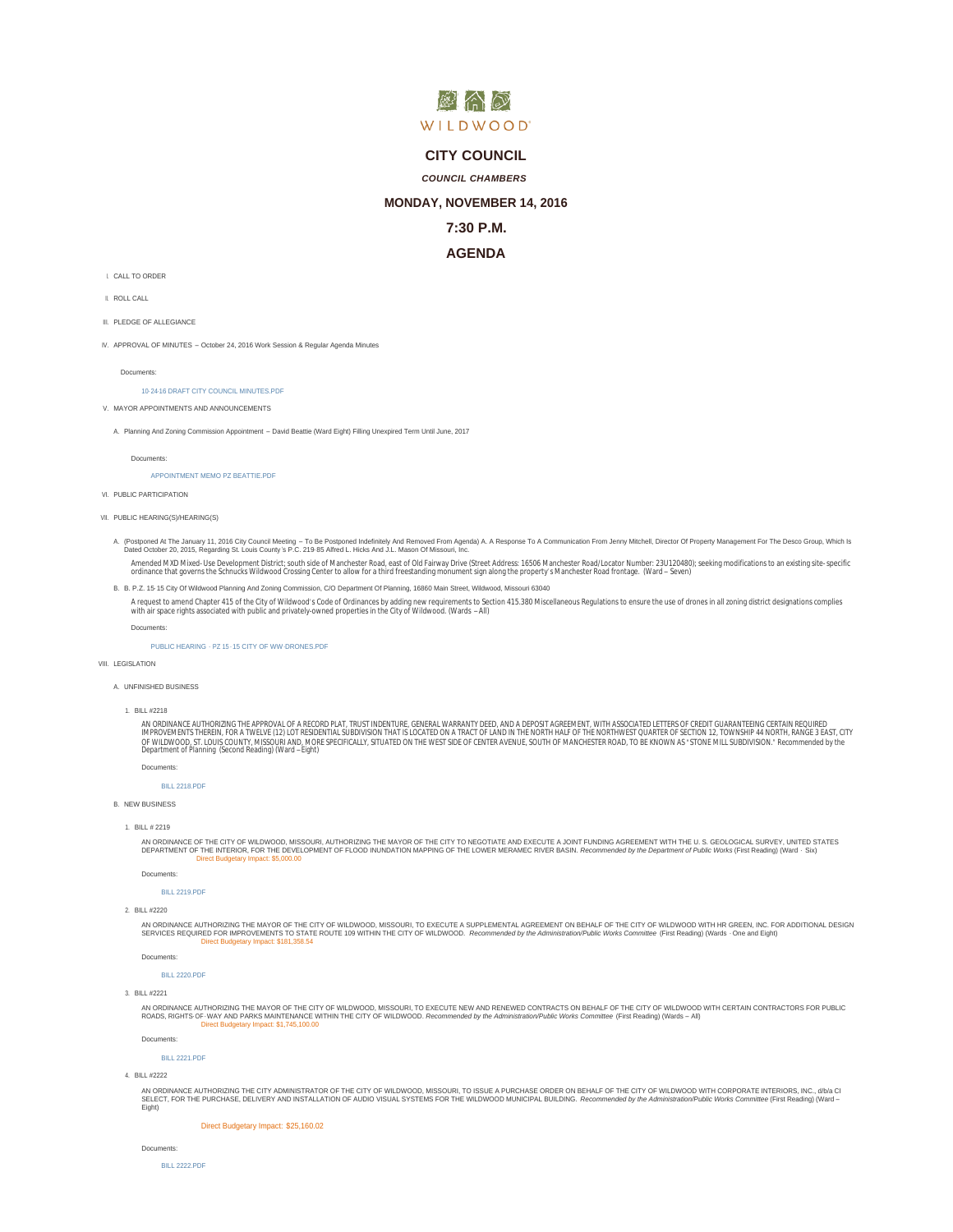WILDWOOD

# CITY COUNCIL

***COUNCIL CHAMBERS***

## MONDAY, NOVEMBER 14, 2016

## 7:30 P.M.

## AGENDA

I. CALL TO ORDER

II. ROLL CALL

III. PLEDGE OF ALLEGIANCE

IV. APPROVAL OF MINUTES – October 24, 2016 Work Session & Regular Agenda Minutes

Documents:

10-24-16 DRAFT CITY COUNCIL MINUTES.PDF

V. MAYOR APPOINTMENTS AND ANNOUNCEMENTS

A. Planning And Zoning Commission Appointment – David Beattie (Ward Eight) Filling Unexpired Term Until June, 2017

Documents:

APPOINTMENT MEMO PZ BEATTIE.PDF

VI. PUBLIC PARTICIPATION

VII. PUBLIC HEARING(S)/HEARING(S)

A. (Postponed At The January 11, 2016 City Council Meeting – To Be Postponed Indefinitely And Removed From Agenda) A. A Response To A Communication From Jenny Mitchell, Director Of Property Management For The Desco Group, Which Is Dated October 20, 2015, Regarding St. Louis County's P.C. 219-85 Alfred L. Hicks And J.L. Mason Of Missouri, Inc.

Amended MXD Mixed-Use Development District; south side of Manchester Road, east of Old Fairway Drive (Street Address: 16506 Manchester Road/Locator Number: 23U120480); seeking modifications to an existing site-specific ordinance that governs the Schnucks Wildwood Crossing Center to allow for a third freestanding monument sign along the property's Manchester Road frontage. (Ward – Seven)

B. B. P.Z. 15-15 City Of Wildwood Planning And Zoning Commission, C/O Department Of Planning, 16860 Main Street, Wildwood, Missouri 63040

A request to amend Chapter 415 of the City of Wildwood's Code of Ordinances by adding new requirements to Section 415.380 Miscellaneous Regulations to ensure the use of drones in all zoning district designations complies with air space rights associated with public and privately-owned properties in the City of Wildwood. (Wards – All)

Documents:

PUBLIC HEARING - PZ 15-15 CITY OF WW-DRONES.PDF

VIII. LEGISLATION

A. UNFINISHED BUSINESS

1. BILL #2218

AN ORDINANCE AUTHORIZING THE APPROVAL OF A RECORD PLAT, TRUST INDENTURE, GENERAL WARRANTY DEED, AND A DEPOSIT AGREEMENT, WITH ASSOCIATED LETTERS OF CREDIT GUARANTEEING CERTAIN REQUIRED IMPROVEMENTS THEREIN, FOR A TWELVE (12) LOT RESIDENTIAL SUBDIVISION THAT IS LOCATED ON A TRACT OF LAND IN THE NORTH HALF OF THE NORTHWEST QUARTER OF SECTION 12, TOWNSHIP 44 NORTH, RANGE 3 EAST, CITY OF WILDWOOD, ST. LOUIS COUNTY, MISSOURI AND, MORE SPECIFICALLY, SITUATED ON THE WEST SIDE OF CENTER AVENUE, SOUTH OF MANCHESTER ROAD, TO BE KNOWN AS "STONE MILL SUBDIVISION." Recommended by the Department of Planning (Second Reading) (Ward – Eight)

Documents:

BILL 2218.PDF

B. NEW BUSINESS

1. BILL # 2219

AN ORDINANCE OF THE CITY OF WILDWOOD, MISSOURI, AUTHORIZING THE MAYOR OF THE CITY TO NEGOTIATE AND EXECUTE A JOINT FUNDING AGREEMENT WITH THE U. S. GEOLOGICAL SURVEY, UNITED STATES DEPARTMENT OF THE INTERIOR, FOR THE DEVELOPMENT OF FLOOD INUNDATION MAPPING OF THE LOWER MERAMEC RIVER BASIN. *Recommended by the Department of Public Works* (First Reading) (Ward - Six)

Direct Budgetary Impact: $5,000.00

Documents:

BILL 2219.PDF

2. BILL #2220

AN ORDINANCE AUTHORIZING THE MAYOR OF THE CITY OF WILDWOOD, MISSOURI, TO EXECUTE A SUPPLEMENTAL AGREEMENT ON BEHALF OF THE CITY OF WILDWOOD WITH HR GREEN, INC. FOR ADDITIONAL DESIGN SERVICES REQUIRED FOR IMPROVEMENTS TO STATE ROUTE 109 WITHIN THE CITY OF WILDWOOD. *Recommended by the Administration/Public Works Committee* (First Reading) (Wards - One and Eight)

Direct Budgetary Impact: $181,358.54

Documents:

BILL 2220.PDF

3. BILL #2221

AN ORDINANCE AUTHORIZING THE MAYOR OF THE CITY OF WILDWOOD, MISSOURI, TO EXECUTE NEW AND RENEWED CONTRACTS ON BEHALF OF THE CITY OF WILDWOOD WITH CERTAIN CONTRACTORS FOR PUBLIC ROADS, RIGHTS-OF-WAY AND PARKS MAINTENANCE WITHIN THE CITY OF WILDWOOD. *Recommended by the Administration/Public Works Committee* (First Reading) (Wards – All)

Direct Budgetary Impact: $1,745,100.00

Documents:

BILL 2221.PDF

4. BILL #2222

AN ORDINANCE AUTHORIZING THE CITY ADMINISTRATOR OF THE CITY OF WILDWOOD, MISSOURI, TO ISSUE A PURCHASE ORDER ON BEHALF OF THE CITY OF WILDWOOD WITH CORPORATE INTERIORS, INC., d/b/a CI SELECT, FOR THE PURCHASE, DELIVERY AND INSTALLATION OF AUDIO VISUAL SYSTEMS FOR THE WILDWOOD MUNICIPAL BUILDING. *Recommended by the Administration/Public Works Committee* (First Reading) (Ward – Eight)

Direct Budgetary Impact: $25,160.02

Documents:

BILL 2222.PDF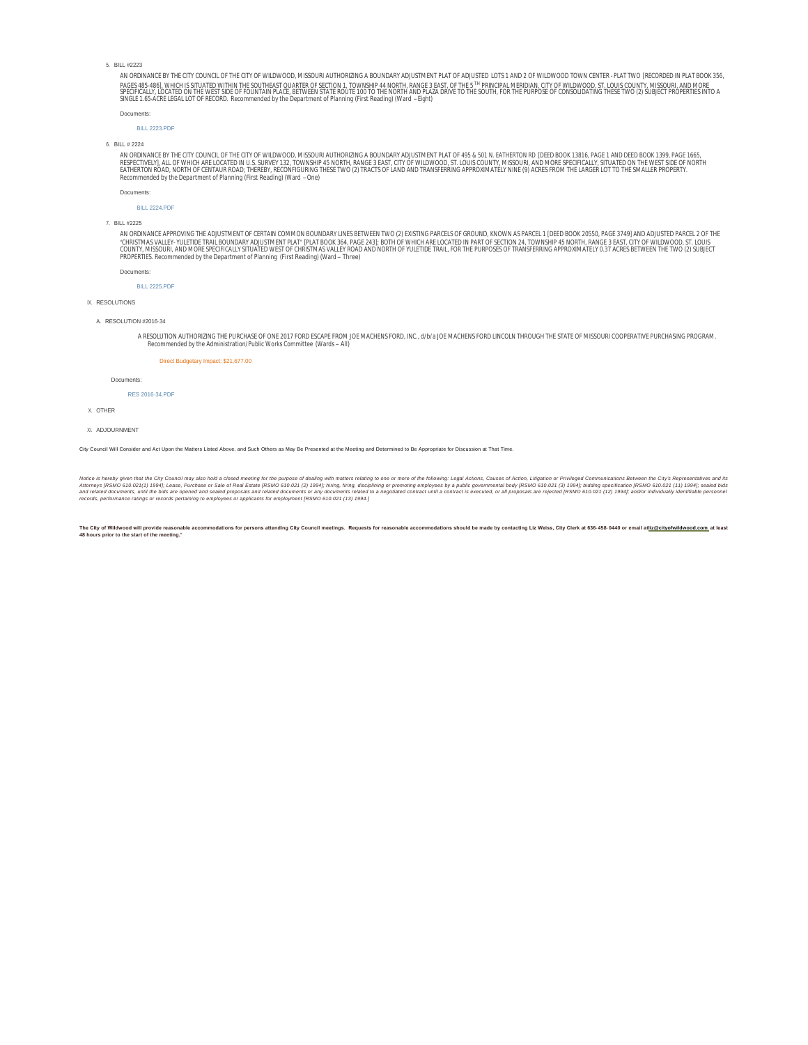5. BILL #2223

AN ORDINANCE BY THE CITY COUNCIL OF THE CITY OF WILDWOOD, MISSOURI AUTHORIZING A BOUNDARY ADJUSTMENT PLAT OF ADJUSTED LOTS 1 AND 2 OF WILDWOOD TOWN CENTER - PLAT TWO [RECORDED IN PLAT BOOK 356, PAGES 485-486], WHICH IS SITUATED WITHIN THE SOUTHEAST QUARTER OF SECTION 1, TOWNSHIP 44 NORTH, RANGE 3 EAST, OF THE 5 TH PRINCIPAL MERIDIAN, CITY OF WILDWOOD, ST. LOUIS COUNTY, MISSOURI, AND MORE SPECIFICALLY, LOCATED ON THE WEST SIDE OF FOUNTAIN PLACE, BETWEEN STATE ROUTE 100 TO THE NORTH AND PLAZA DRIVE TO THE SOUTH, FOR THE PURPOSE OF CONSOLIDATING THESE TWO (2) SUBJECT PROPERTIES INTO A SINGLE 1.65-ACRE LEGAL LOT OF RECORD. Recommended by the Department of Planning (First Reading) (Ward – Eight)

Documents:

BILL 2223.PDF

6. BILL # 2224

AN ORDINANCE BY THE CITY COUNCIL OF THE CITY OF WILDWOOD, MISSOURI AUTHORIZING A BOUNDARY ADJUSTMENT PLAT OF 495 & 501 N. EATHERTON RD [DEED BOOK 13816, PAGE 1 AND DEED BOOK 1399, PAGE 1665, RESPECTIVELY], ALL OF WHICH ARE LOCATED IN U.S. SURVEY 132, TOWNSHIP 45 NORTH, RANGE 3 EAST, CITY OF WILDWOOD, ST. LOUIS COUNTY, MISSOURI, AND MORE SPECIFICALLY, SITUATED ON THE WEST SIDE OF NORTH EATHERTON ROAD, NORTH OF CENTAUR ROAD; THEREBY, RECONFIGURING THESE TWO (2) TRACTS OF LAND AND TRANSFERRING APPROXIMATELY NINE (9) ACRES FROM THE LARGER LOT TO THE SMALLER PROPERTY. Recommended by the Department of Planning (First Reading) (Ward – One)

Documents:

BILL 2224.PDF

7. BILL #2225

AN ORDINANCE APPROVING THE ADJUSTMENT OF CERTAIN COMMON BOUNDARY LINES BETWEEN TWO (2) EXISTING PARCELS OF GROUND, KNOWN AS PARCEL 1 [DEED BOOK 20550, PAGE 3749] AND ADJUSTED PARCEL 2 OF THE "CHRISTMAS VALLEY- YULETIDE TRAIL BOUNDARY ADJUSTMENT PLAT" [PLAT BOOK 364, PAGE 243]; BOTH OF WHICH ARE LOCATED IN PART OF SECTION 24, TOWNSHIP 45 NORTH, RANGE 3 EAST, CITY OF WILDWOOD, ST. LOUIS COUNTY, MISSOURI, AND MORE SPECIFICALLY SITUATED WEST OF CHRISTMAS VALLEY ROAD AND NORTH OF YULETIDE TRAIL, FOR THE PURPOSES OF TRANSFERRING APPROXIMATELY 0.37 ACRES BETWEEN THE TWO (2) SUBJECT PROPERTIES. Recommended by the Department of Planning (First Reading) (Ward – Three)

Documents:

BILL 2225.PDF

IX. RESOLUTIONS

A. RESOLUTION #2016-34

A RESOLUTION AUTHORIZING THE PURCHASE OF ONE 2017 FORD ESCAPE FROM JOE MACHENS FORD, INC., d/b/a JOE MACHENS FORD LINCOLN THROUGH THE STATE OF MISSOURI COOPERATIVE PURCHASING PROGRAM. Recommended by the Administration/Public Works Committee (Wards – All)

Direct Budgetary Impact: $21,677.00

Documents:

RES 2016-34.PDF

X. OTHER

XI. ADJOURNMENT

City Council Will Consider and Act Upon the Matters Listed Above, and Such Others as May Be Presented at the Meeting and Determined to Be Appropriate for Discussion at That Time.

*Notice is hereby given that the City Council may also hold a closed meeting for the purpose of dealing with matters relating to one or more of the following: Legal Actions, Causes of Action, Litigation or Privileged Communications Between the City's Representatives and its Attorneys [RSMO 610.021(1) 1994]; Lease, Purchase or Sale of Real Estate [RSMO 610.021 (2) 1994]; hiring, firing, disciplining or promoting employees by a public governmental body [RSMO 610.021 (3) 1994]; bidding specification [RSMO 610.021 (11) 1994]; sealed bids and related documents, until the bids are opened' and sealed proposals and related documents or any documents related to a negotiated contract until a contract is executed, or all proposals are rejected [RSMO 610.021 (12) 1994]; and/or individually identifiable personnel records, performance ratings or records pertaining to employees or applicants for employment [RSMO 610.021 (13) 1994.]*

**The City of Wildwood will provide reasonable accommodations for persons attending City Council meetings. Requests for reasonable accommodations should be made by contacting Liz Weiss, City Clerk at 636-458-0440 or email atliz@cityofwildwood.com at least 48 hours prior to the start of the meeting."**